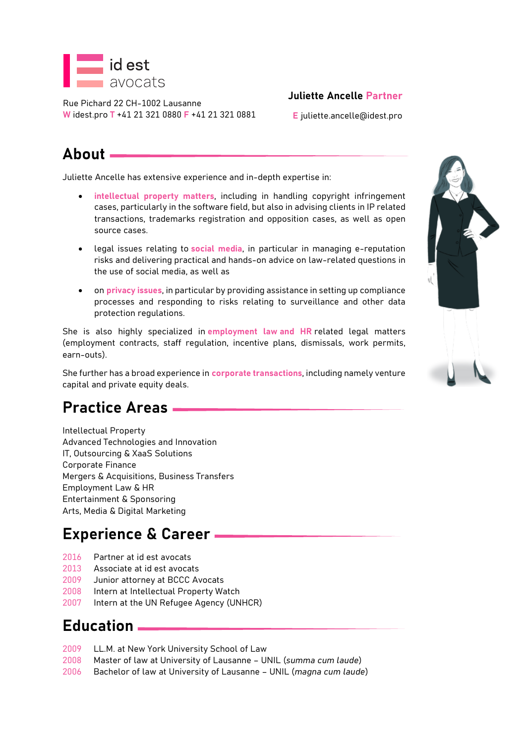id est
avocats

Rue Pichard 22 CH-1002 Lausanne
W idest.pro T +41 21 321 0880 F +41 21 321 0881

**Juliette Ancelle Partner**

E juliette.ancelle@idest.pro

## About

Juliette Ancelle has extensive experience and in-depth expertise in:

- **intellectual property matters**, including in handling copyright infringement cases, particularly in the software field, but also in advising clients in IP related transactions, trademarks registration and opposition cases, as well as open source cases.
- legal issues relating to **social media**, in particular in managing e-reputation risks and delivering practical and hands-on advice on law-related questions in the use of social media, as well as
- on **privacy issues**, in particular by providing assistance in setting up compliance processes and responding to risks relating to surveillance and other data protection regulations.

She is also highly specialized in **employment law and HR** related legal matters (employment contracts, staff regulation, incentive plans, dismissals, work permits, earn-outs).

She further has a broad experience in **corporate transactions**, including namely venture capital and private equity deals.

## Practice Areas

Intellectual Property
Advanced Technologies and Innovation
IT, Outsourcing & XaaS Solutions
Corporate Finance
Mergers & Acquisitions, Business Transfers
Employment Law & HR
Entertainment & Sponsoring
Arts, Media & Digital Marketing

## Experience & Career

2016 Partner at id est avocats
2013 Associate at id est avocats
2009 Junior attorney at BCCC Avocats
2008 Intern at Intellectual Property Watch
2007 Intern at the UN Refugee Agency (UNHCR)

## Education

2009 LL.M. at New York University School of Law
2008 Master of law at University of Lausanne – UNIL (*summa cum laude*)
2006 Bachelor of law at University of Lausanne – UNIL (*magna cum laude*)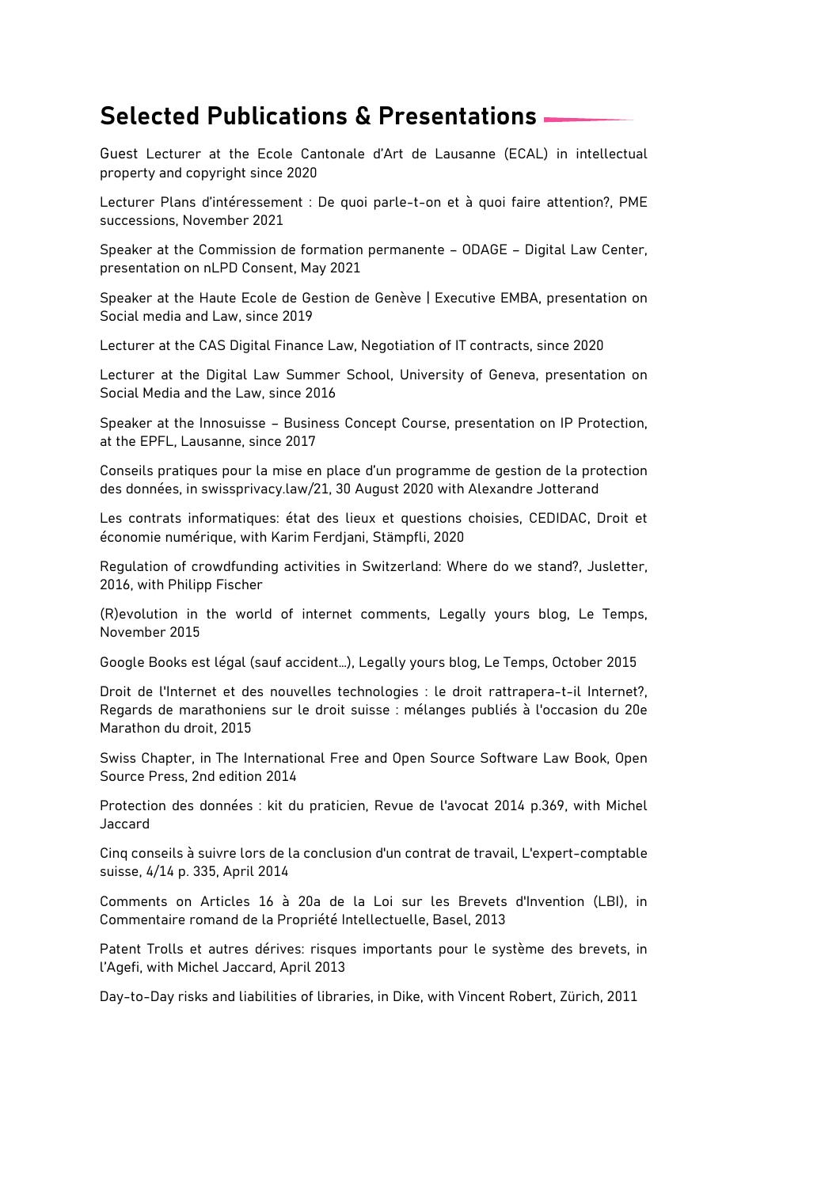## Selected Publications & Presentations

Guest Lecturer at the Ecole Cantonale d'Art de Lausanne (ECAL) in intellectual property and copyright since 2020

Lecturer Plans d'intéressement : De quoi parle-t-on et à quoi faire attention?, PME successions, November 2021

Speaker at the Commission de formation permanente – ODAGE – Digital Law Center, presentation on nLPD Consent, May 2021

Speaker at the Haute Ecole de Gestion de Genève | Executive EMBA, presentation on Social media and Law, since 2019

Lecturer at the CAS Digital Finance Law, Negotiation of IT contracts, since 2020

Lecturer at the Digital Law Summer School, University of Geneva, presentation on Social Media and the Law, since 2016

Speaker at the Innosuisse – Business Concept Course, presentation on IP Protection, at the EPFL, Lausanne, since 2017

Conseils pratiques pour la mise en place d'un programme de gestion de la protection des données, in swissprivacy.law/21, 30 August 2020 with Alexandre Jotterand

Les contrats informatiques: état des lieux et questions choisies, CEDIDAC, Droit et économie numérique, with Karim Ferdjani, Stämpfli, 2020

Regulation of crowdfunding activities in Switzerland: Where do we stand?, Jusletter, 2016, with Philipp Fischer

(R)evolution in the world of internet comments, Legally yours blog, Le Temps, November 2015

Google Books est légal (sauf accident…), Legally yours blog, Le Temps, October 2015

Droit de l'Internet et des nouvelles technologies : le droit rattrapera-t-il Internet?, Regards de marathoniens sur le droit suisse : mélanges publiés à l'occasion du 20e Marathon du droit, 2015

Swiss Chapter, in The International Free and Open Source Software Law Book, Open Source Press, 2nd edition 2014

Protection des données : kit du praticien, Revue de l'avocat 2014 p.369, with Michel Jaccard

Cinq conseils à suivre lors de la conclusion d'un contrat de travail, L'expert-comptable suisse, 4/14 p. 335, April 2014

Comments on Articles 16 à 20a de la Loi sur les Brevets d'Invention (LBI), in Commentaire romand de la Propriété Intellectuelle, Basel, 2013

Patent Trolls et autres dérives: risques importants pour le système des brevets, in l'Agefi, with Michel Jaccard, April 2013

Day-to-Day risks and liabilities of libraries, in Dike, with Vincent Robert, Zürich, 2011